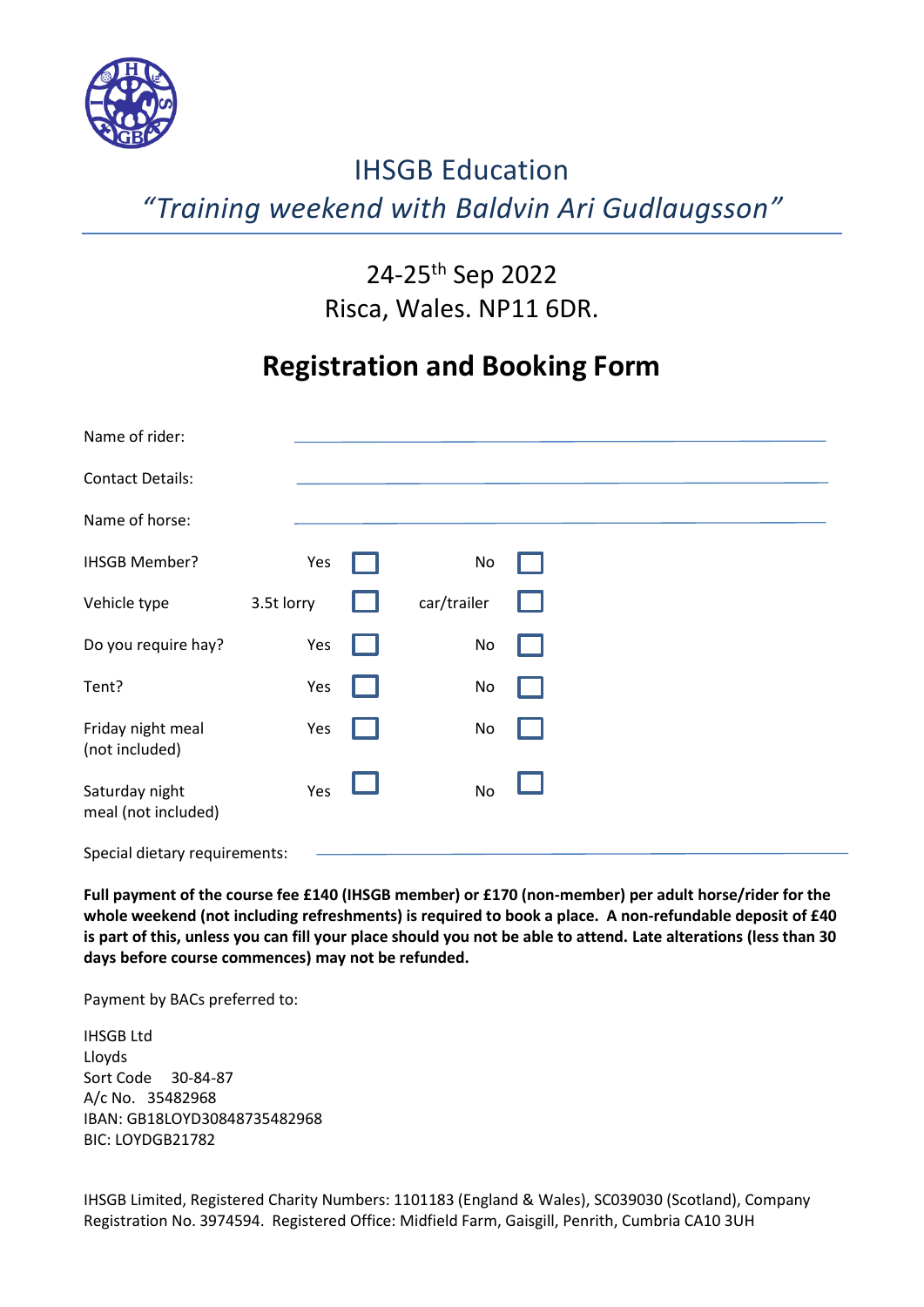# IHSGB Education

## *"Training weekend with Baldvin Ari Gudlaugsson"*

24-25th Sep 2022
Risca, Wales. NP11 6DR.

## Registration and Booking Form

Name of rider: ______________________________

Contact Details: ______________________________

Name of horse: ______________________________

| | | | | |
|---|---|---|---|---|
| IHSGB Member? | Yes | ☐ | No | ☐ |
| Vehicle type | 3.5t lorry | ☐ | car/trailer | ☐ |
| Do you require hay? | Yes | ☐ | No | ☐ |
| Tent? | Yes | ☐ | No | ☐ |
| Friday night meal (not included) | Yes | ☐ | No | ☐ |
| Saturday night meal (not included) | Yes | ☐ | No | ☐ |

Special dietary requirements: ______________________________

**Full payment of the course fee £140 (IHSGB member) or £170 (non-member) per adult horse/rider for the whole weekend (not including refreshments) is required to book a place. A non-refundable deposit of £40 is part of this, unless you can fill your place should you not be able to attend. Late alterations (less than 30 days before course commences) may not be refunded.**

Payment by BACs preferred to:

IHSGB Ltd
Lloyds
Sort Code 30-84-87
A/c No. 35482968
IBAN: GB18LOYD30848735482968
BIC: LOYDGB21782

IHSGB Limited, Registered Charity Numbers: 1101183 (England & Wales), SC039030 (Scotland), Company Registration No. 3974594. Registered Office: Midfield Farm, Gaisgill, Penrith, Cumbria CA10 3UH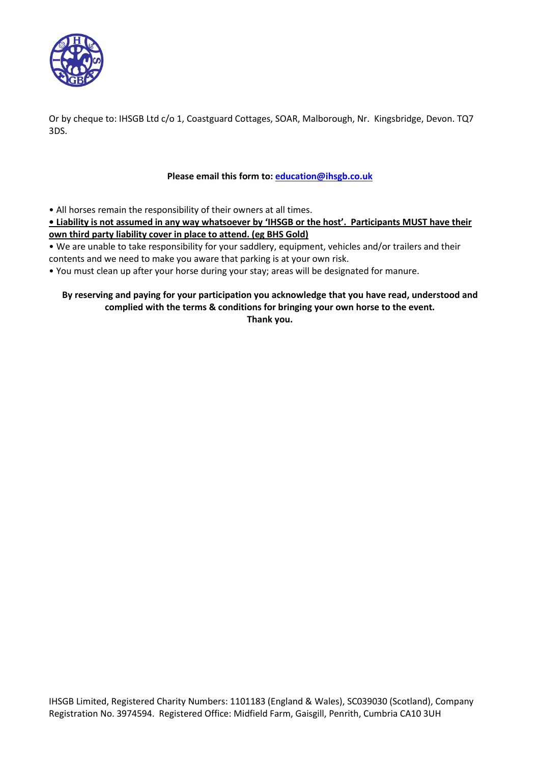Or by cheque to: IHSGB Ltd c/o 1, Coastguard Cottages, SOAR, Malborough, Nr. Kingsbridge, Devon. TQ7 3DS.

**Please email this form to: education@ihsgb.co.uk**

- All horses remain the responsibility of their owners at all times.
- **Liability is not assumed in any way whatsoever by 'IHSGB or the host'. Participants MUST have their own third party liability cover in place to attend. (eg BHS Gold)**
- We are unable to take responsibility for your saddlery, equipment, vehicles and/or trailers and their contents and we need to make you aware that parking is at your own risk.
- You must clean up after your horse during your stay; areas will be designated for manure.

**By reserving and paying for your participation you acknowledge that you have read, understood and complied with the terms & conditions for bringing your own horse to the event.**
**Thank you.**

IHSGB Limited, Registered Charity Numbers: 1101183 (England & Wales), SC039030 (Scotland), Company Registration No. 3974594. Registered Office: Midfield Farm, Gaisgill, Penrith, Cumbria CA10 3UH